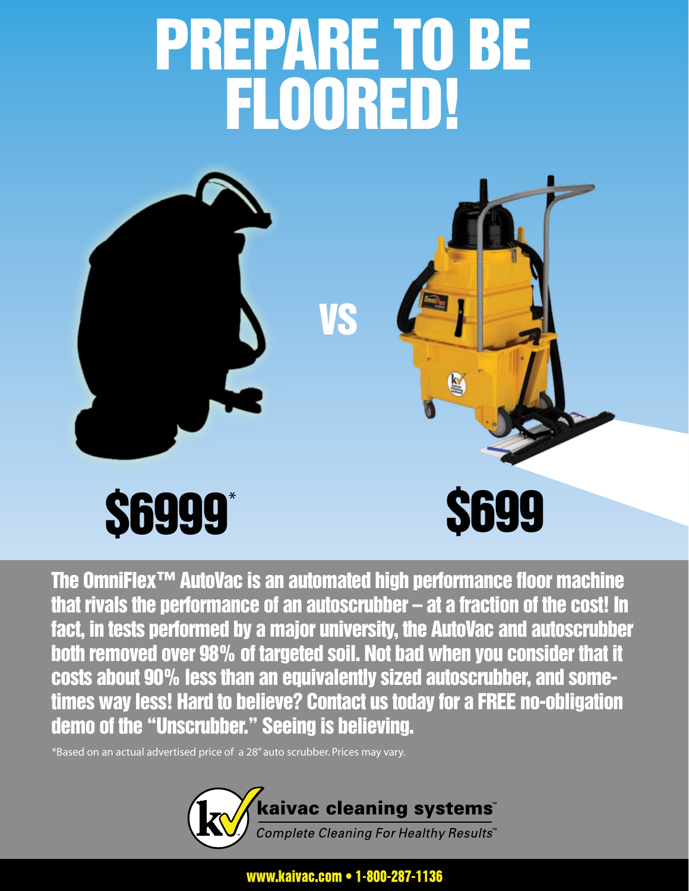# PREPARE TO BE FLOORED!

VS

**$6999***

**$699**

**The OmniFlex™ AutoVac is an automated high performance floor machine that rivals the performance of an autoscrubber – at a fraction of the cost! In fact, in tests performed by a major university, the AutoVac and autoscrubber both removed over 98% of targeted soil. Not bad when you consider that it costs about 90% less than an equivalently sized autoscrubber, and sometimes way less! Hard to believe? Contact us today for a FREE no-obligation demo of the "Unscrubber." Seeing is believing.**

*Based on an actual advertised price of a 28" auto scrubber. Prices may vary.

**kaivac cleaning systems™**

*Complete Cleaning For Healthy Results™*

www.kaivac.com • 1-800-287-1136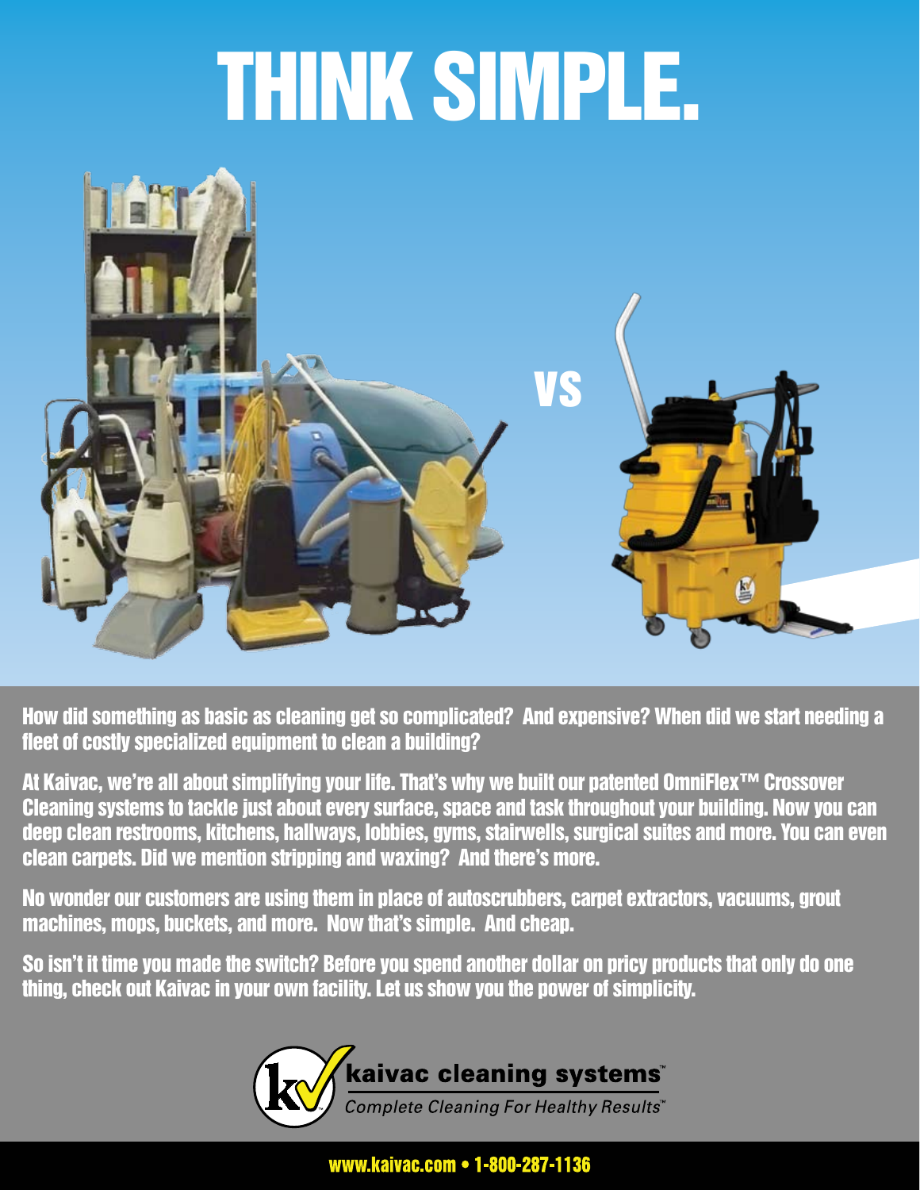# THINK SIMPLE.

VS

How did something as basic as cleaning get so complicated? And expensive? When did we start needing a fleet of costly specialized equipment to clean a building?

At Kaivac, we're all about simplifying your life. That's why we built our patented OmniFlex™ Crossover Cleaning systems to tackle just about every surface, space and task throughout your building. Now you can deep clean restrooms, kitchens, hallways, lobbies, gyms, stairwells, surgical suites and more. You can even clean carpets. Did we mention stripping and waxing? And there's more.

No wonder our customers are using them in place of autoscrubbers, carpet extractors, vacuums, grout machines, mops, buckets, and more. Now that's simple. And cheap.

So isn't it time you made the switch? Before you spend another dollar on pricy products that only do one thing, check out Kaivac in your own facility. Let us show you the power of simplicity.

kaivac cleaning systems™

*Complete Cleaning For Healthy Results*℠

www.kaivac.com • 1-800-287-1136